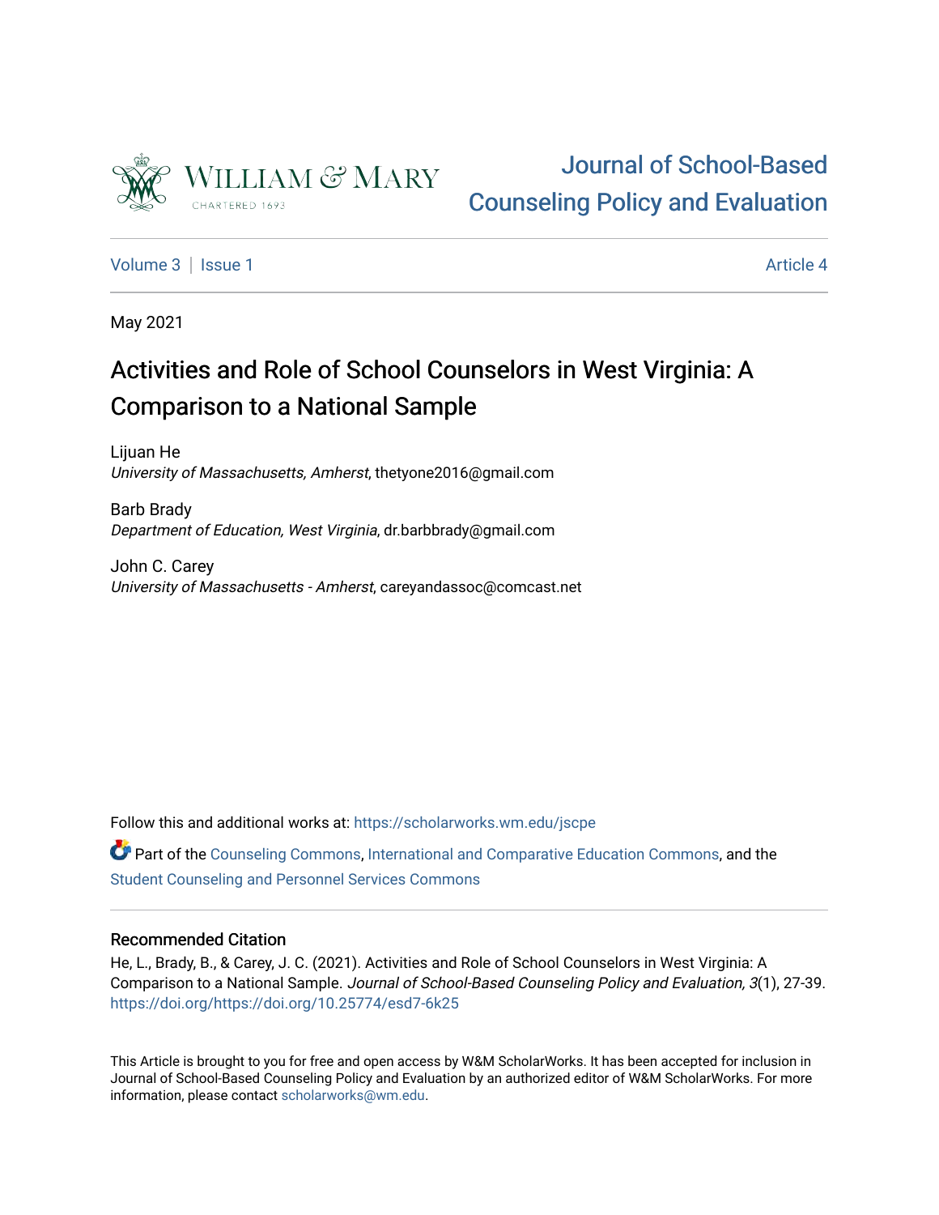Journal of School-Based Counseling Policy and Evaluation

Volume 3 | Issue 1 Article 4

May 2021

# Activities and Role of School Counselors in West Virginia: A Comparison to a National Sample

Lijuan He
*University of Massachusetts, Amherst*, thetyone2016@gmail.com

Barb Brady
*Department of Education, West Virginia*, dr.barbbrady@gmail.com

John C. Carey
*University of Massachusetts - Amherst*, careyandassoc@comcast.net

Follow this and additional works at: https://scholarworks.wm.edu/jscpe

Part of the Counseling Commons, International and Comparative Education Commons, and the Student Counseling and Personnel Services Commons

## Recommended Citation

He, L., Brady, B., & Carey, J. C. (2021). Activities and Role of School Counselors in West Virginia: A Comparison to a National Sample. *Journal of School-Based Counseling Policy and Evaluation, 3*(1), 27-39. https://doi.org/https://doi.org/10.25774/esd7-6k25

This Article is brought to you for free and open access by W&M ScholarWorks. It has been accepted for inclusion in Journal of School-Based Counseling Policy and Evaluation by an authorized editor of W&M ScholarWorks. For more information, please contact scholarworks@wm.edu.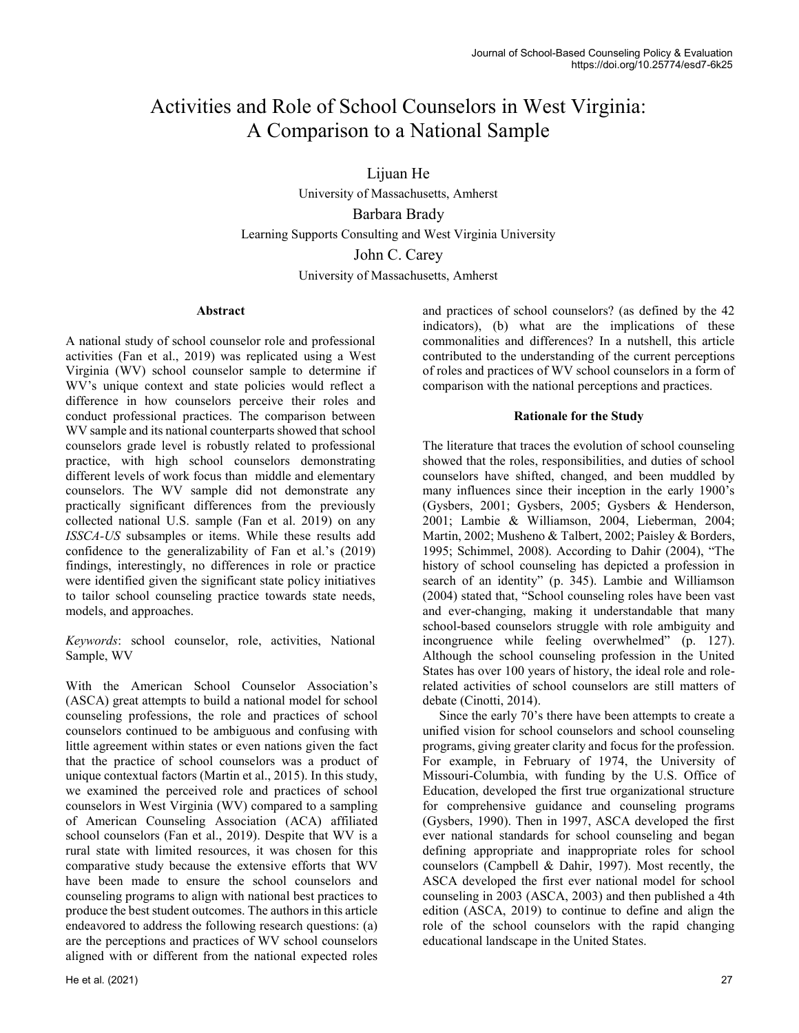# Activities and Role of School Counselors in West Virginia: A Comparison to a National Sample

Lijuan He
University of Massachusetts, Amherst

Barbara Brady
Learning Supports Consulting and West Virginia University

John C. Carey
University of Massachusetts, Amherst

### Abstract

A national study of school counselor role and professional activities (Fan et al., 2019) was replicated using a West Virginia (WV) school counselor sample to determine if WV's unique context and state policies would reflect a difference in how counselors perceive their roles and conduct professional practices. The comparison between WV sample and its national counterparts showed that school counselors grade level is robustly related to professional practice, with high school counselors demonstrating different levels of work focus than middle and elementary counselors. The WV sample did not demonstrate any practically significant differences from the previously collected national U.S. sample (Fan et al. 2019) on any *ISSCA-US* subsamples or items. While these results add confidence to the generalizability of Fan et al.'s (2019) findings, interestingly, no differences in role or practice were identified given the significant state policy initiatives to tailor school counseling practice towards state needs, models, and approaches.

*Keywords*: school counselor, role, activities, National Sample, WV

With the American School Counselor Association's (ASCA) great attempts to build a national model for school counseling professions, the role and practices of school counselors continued to be ambiguous and confusing with little agreement within states or even nations given the fact that the practice of school counselors was a product of unique contextual factors (Martin et al., 2015). In this study, we examined the perceived role and practices of school counselors in West Virginia (WV) compared to a sampling of American Counseling Association (ACA) affiliated school counselors (Fan et al., 2019). Despite that WV is a rural state with limited resources, it was chosen for this comparative study because the extensive efforts that WV have been made to ensure the school counselors and counseling programs to align with national best practices to produce the best student outcomes. The authors in this article endeavored to address the following research questions: (a) are the perceptions and practices of WV school counselors aligned with or different from the national expected roles and practices of school counselors? (as defined by the 42 indicators), (b) what are the implications of these commonalities and differences? In a nutshell, this article contributed to the understanding of the current perceptions of roles and practices of WV school counselors in a form of comparison with the national perceptions and practices.

### Rationale for the Study

The literature that traces the evolution of school counseling showed that the roles, responsibilities, and duties of school counselors have shifted, changed, and been muddled by many influences since their inception in the early 1900's (Gysbers, 2001; Gysbers, 2005; Gysbers & Henderson, 2001; Lambie & Williamson, 2004, Lieberman, 2004; Martin, 2002; Musheno & Talbert, 2002; Paisley & Borders, 1995; Schimmel, 2008). According to Dahir (2004), "The history of school counseling has depicted a profession in search of an identity" (p. 345). Lambie and Williamson (2004) stated that, "School counseling roles have been vast and ever-changing, making it understandable that many school-based counselors struggle with role ambiguity and incongruence while feeling overwhelmed" (p. 127). Although the school counseling profession in the United States has over 100 years of history, the ideal role and role-related activities of school counselors are still matters of debate (Cinotti, 2014).

Since the early 70's there have been attempts to create a unified vision for school counselors and school counseling programs, giving greater clarity and focus for the profession. For example, in February of 1974, the University of Missouri-Columbia, with funding by the U.S. Office of Education, developed the first true organizational structure for comprehensive guidance and counseling programs (Gysbers, 1990). Then in 1997, ASCA developed the first ever national standards for school counseling and began defining appropriate and inappropriate roles for school counselors (Campbell & Dahir, 1997). Most recently, the ASCA developed the first ever national model for school counseling in 2003 (ASCA, 2003) and then published a 4th edition (ASCA, 2019) to continue to define and align the role of the school counselors with the rapid changing educational landscape in the United States.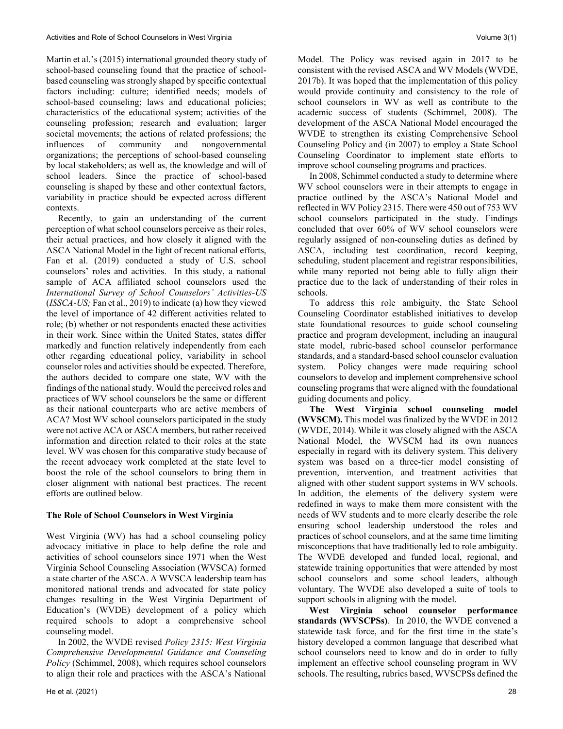Martin et al.'s (2015) international grounded theory study of school-based counseling found that the practice of school-based counseling was strongly shaped by specific contextual factors including: culture; identified needs; models of school-based counseling; laws and educational policies; characteristics of the educational system; activities of the counseling profession; research and evaluation; larger societal movements; the actions of related professions; the influences of community and nongovernmental organizations; the perceptions of school-based counseling by local stakeholders; as well as, the knowledge and will of school leaders. Since the practice of school-based counseling is shaped by these and other contextual factors, variability in practice should be expected across different contexts.

Recently, to gain an understanding of the current perception of what school counselors perceive as their roles, their actual practices, and how closely it aligned with the ASCA National Model in the light of recent national efforts, Fan et al. (2019) conducted a study of U.S. school counselors' roles and activities. In this study, a national sample of ACA affiliated school counselors used the *International Survey of School Counselors' Activities-US* (*ISSCA-US;* Fan et al., 2019) to indicate (a) how they viewed the level of importance of 42 different activities related to role; (b) whether or not respondents enacted these activities in their work. Since within the United States, states differ markedly and function relatively independently from each other regarding educational policy, variability in school counselor roles and activities should be expected. Therefore, the authors decided to compare one state, WV with the findings of the national study. Would the perceived roles and practices of WV school counselors be the same or different as their national counterparts who are active members of ACA? Most WV school counselors participated in the study were not active ACA or ASCA members, but rather received information and direction related to their roles at the state level. WV was chosen for this comparative study because of the recent advocacy work completed at the state level to boost the role of the school counselors to bring them in closer alignment with national best practices. The recent efforts are outlined below.

## The Role of School Counselors in West Virginia

West Virginia (WV) has had a school counseling policy advocacy initiative in place to help define the role and activities of school counselors since 1971 when the West Virginia School Counseling Association (WVSCA) formed a state charter of the ASCA. A WVSCA leadership team has monitored national trends and advocated for state policy changes resulting in the West Virginia Department of Education's (WVDE) development of a policy which required schools to adopt a comprehensive school counseling model.

In 2002, the WVDE revised *Policy 2315: West Virginia Comprehensive Developmental Guidance and Counseling Policy* (Schimmel, 2008), which requires school counselors to align their role and practices with the ASCA's National Model. The Policy was revised again in 2017 to be consistent with the revised ASCA and WV Models (WVDE, 2017b). It was hoped that the implementation of this policy would provide continuity and consistency to the role of school counselors in WV as well as contribute to the academic success of students (Schimmel, 2008). The development of the ASCA National Model encouraged the WVDE to strengthen its existing Comprehensive School Counseling Policy and (in 2007) to employ a State School Counseling Coordinator to implement state efforts to improve school counseling programs and practices.

In 2008, Schimmel conducted a study to determine where WV school counselors were in their attempts to engage in practice outlined by the ASCA's National Model and reflected in WV Policy 2315. There were 450 out of 753 WV school counselors participated in the study. Findings concluded that over 60% of WV school counselors were regularly assigned of non-counseling duties as defined by ASCA, including test coordination, record keeping, scheduling, student placement and registrar responsibilities, while many reported not being able to fully align their practice due to the lack of understanding of their roles in schools.

To address this role ambiguity, the State School Counseling Coordinator established initiatives to develop state foundational resources to guide school counseling practice and program development, including an inaugural state model, rubric-based school counselor performance standards, and a standard-based school counselor evaluation system. Policy changes were made requiring school counselors to develop and implement comprehensive school counseling programs that were aligned with the foundational guiding documents and policy.

**The West Virginia school counseling model (WVSCM).** This model was finalized by the WVDE in 2012 (WVDE, 2014). While it was closely aligned with the ASCA National Model, the WVSCM had its own nuances especially in regard with its delivery system. This delivery system was based on a three-tier model consisting of prevention, intervention, and treatment activities that aligned with other student support systems in WV schools. In addition, the elements of the delivery system were redefined in ways to make them more consistent with the needs of WV students and to more clearly describe the role ensuring school leadership understood the roles and practices of school counselors, and at the same time limiting misconceptions that have traditionally led to role ambiguity. The WVDE developed and funded local, regional, and statewide training opportunities that were attended by most school counselors and some school leaders, although voluntary. The WVDE also developed a suite of tools to support schools in aligning with the model.

**West Virginia school counselor performance standards (WVSCPSs)**. In 2010, the WVDE convened a statewide task force, and for the first time in the state's history developed a common language that described what school counselors need to know and do in order to fully implement an effective school counseling program in WV schools. The resulting**,** rubrics based, WVSCPSs defined the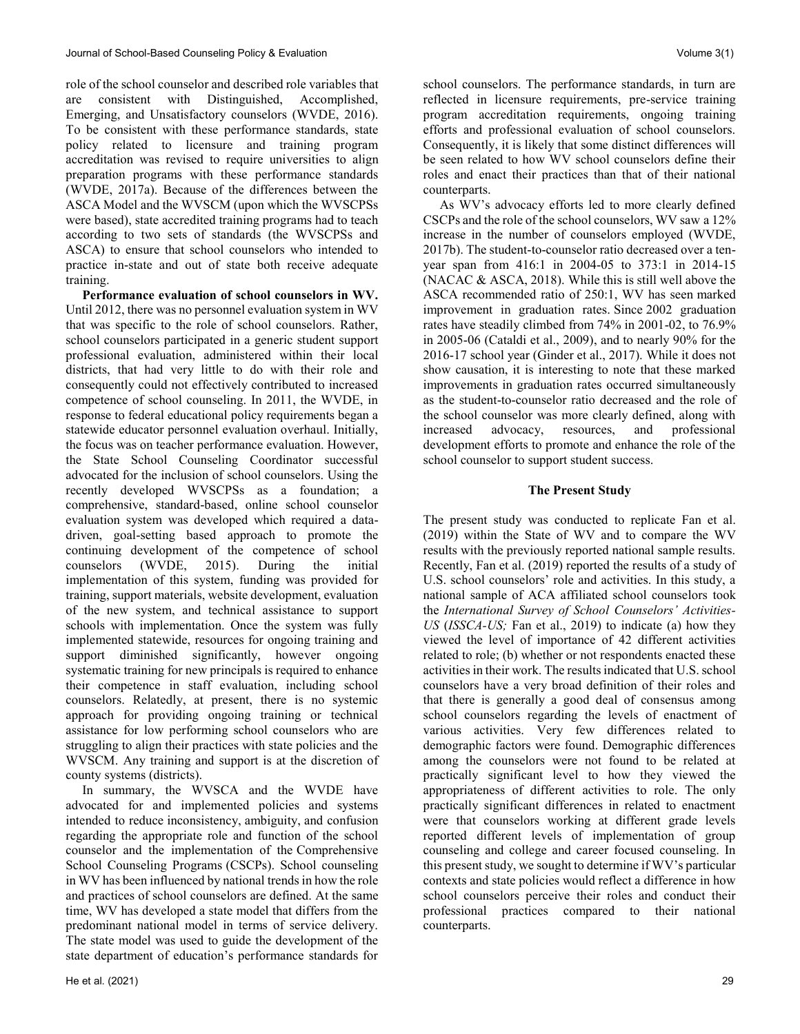role of the school counselor and described role variables that are consistent with Distinguished, Accomplished, Emerging, and Unsatisfactory counselors (WVDE, 2016). To be consistent with these performance standards, state policy related to licensure and training program accreditation was revised to require universities to align preparation programs with these performance standards (WVDE, 2017a). Because of the differences between the ASCA Model and the WVSCM (upon which the WVSCPSs were based), state accredited training programs had to teach according to two sets of standards (the WVSCPSs and ASCA) to ensure that school counselors who intended to practice in-state and out of state both receive adequate training.

**Performance evaluation of school counselors in WV.** Until 2012, there was no personnel evaluation system in WV that was specific to the role of school counselors. Rather, school counselors participated in a generic student support professional evaluation, administered within their local districts, that had very little to do with their role and consequently could not effectively contributed to increased competence of school counseling. In 2011, the WVDE, in response to federal educational policy requirements began a statewide educator personnel evaluation overhaul. Initially, the focus was on teacher performance evaluation. However, the State School Counseling Coordinator successful advocated for the inclusion of school counselors. Using the recently developed WVSCPSs as a foundation; a comprehensive, standard-based, online school counselor evaluation system was developed which required a data-driven, goal-setting based approach to promote the continuing development of the competence of school counselors (WVDE, 2015). During the initial implementation of this system, funding was provided for training, support materials, website development, evaluation of the new system, and technical assistance to support schools with implementation. Once the system was fully implemented statewide, resources for ongoing training and support diminished significantly, however ongoing systematic training for new principals is required to enhance their competence in staff evaluation, including school counselors. Relatedly, at present, there is no systemic approach for providing ongoing training or technical assistance for low performing school counselors who are struggling to align their practices with state policies and the WVSCM. Any training and support is at the discretion of county systems (districts).

In summary, the WVSCA and the WVDE have advocated for and implemented policies and systems intended to reduce inconsistency, ambiguity, and confusion regarding the appropriate role and function of the school counselor and the implementation of the Comprehensive School Counseling Programs (CSCPs). School counseling in WV has been influenced by national trends in how the role and practices of school counselors are defined. At the same time, WV has developed a state model that differs from the predominant national model in terms of service delivery. The state model was used to guide the development of the state department of education's performance standards for school counselors. The performance standards, in turn are reflected in licensure requirements, pre-service training program accreditation requirements, ongoing training efforts and professional evaluation of school counselors. Consequently, it is likely that some distinct differences will be seen related to how WV school counselors define their roles and enact their practices than that of their national counterparts.

As WV's advocacy efforts led to more clearly defined CSCPs and the role of the school counselors, WV saw a 12% increase in the number of counselors employed (WVDE, 2017b). The student-to-counselor ratio decreased over a ten-year span from 416:1 in 2004-05 to 373:1 in 2014-15 (NACAC & ASCA, 2018). While this is still well above the ASCA recommended ratio of 250:1, WV has seen marked improvement in graduation rates. Since 2002 graduation rates have steadily climbed from 74% in 2001-02, to 76.9% in 2005-06 (Cataldi et al., 2009), and to nearly 90% for the 2016-17 school year (Ginder et al., 2017). While it does not show causation, it is interesting to note that these marked improvements in graduation rates occurred simultaneously as the student-to-counselor ratio decreased and the role of the school counselor was more clearly defined, along with increased advocacy, resources, and professional development efforts to promote and enhance the role of the school counselor to support student success.

## The Present Study

The present study was conducted to replicate Fan et al. (2019) within the State of WV and to compare the WV results with the previously reported national sample results. Recently, Fan et al. (2019) reported the results of a study of U.S. school counselors' role and activities. In this study, a national sample of ACA affiliated school counselors took the *International Survey of School Counselors' Activities-US* (*ISSCA-US;* Fan et al., 2019) to indicate (a) how they viewed the level of importance of 42 different activities related to role; (b) whether or not respondents enacted these activities in their work. The results indicated that U.S. school counselors have a very broad definition of their roles and that there is generally a good deal of consensus among school counselors regarding the levels of enactment of various activities. Very few differences related to demographic factors were found. Demographic differences among the counselors were not found to be related at practically significant level to how they viewed the appropriateness of different activities to role. The only practically significant differences in related to enactment were that counselors working at different grade levels reported different levels of implementation of group counseling and college and career focused counseling. In this present study, we sought to determine if WV's particular contexts and state policies would reflect a difference in how school counselors perceive their roles and conduct their professional practices compared to their national counterparts.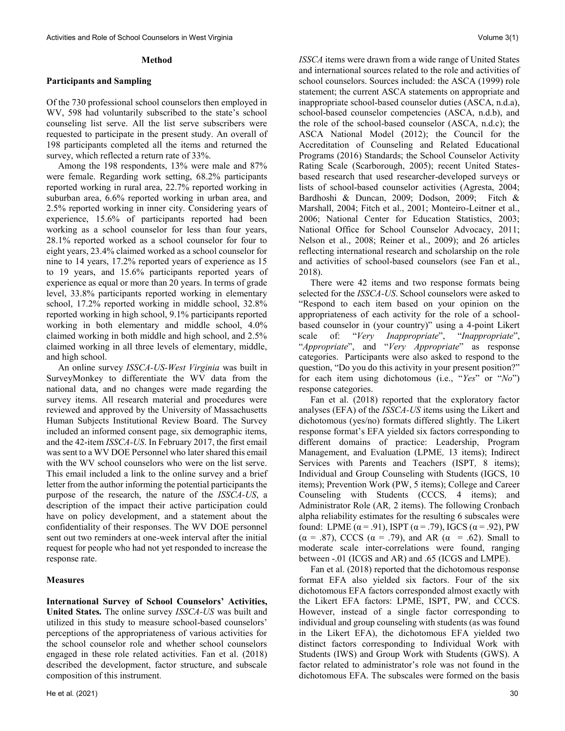## Method

### Participants and Sampling

Of the 730 professional school counselors then employed in WV, 598 had voluntarily subscribed to the state's school counseling list serve. All the list serve subscribers were requested to participate in the present study. An overall of 198 participants completed all the items and returned the survey, which reflected a return rate of 33%.

Among the 198 respondents, 13% were male and 87% were female. Regarding work setting, 68.2% participants reported working in rural area, 22.7% reported working in suburban area, 6.6% reported working in urban area, and 2.5% reported working in inner city. Considering years of experience, 15.6% of participants reported had been working as a school counselor for less than four years, 28.1% reported worked as a school counselor for four to eight years, 23.4% claimed worked as a school counselor for nine to 14 years, 17.2% reported years of experience as 15 to 19 years, and 15.6% participants reported years of experience as equal or more than 20 years. In terms of grade level, 33.8% participants reported working in elementary school, 17.2% reported working in middle school, 32.8% reported working in high school, 9.1% participants reported working in both elementary and middle school, 4.0% claimed working in both middle and high school, and 2.5% claimed working in all three levels of elementary, middle, and high school.

An online survey *ISSCA-US-West Virginia* was built in SurveyMonkey to differentiate the WV data from the national data, and no changes were made regarding the survey items. All research material and procedures were reviewed and approved by the University of Massachusetts Human Subjects Institutional Review Board. The Survey included an informed consent page, six demographic items, and the 42-item *ISSCA-US*. In February 2017, the first email was sent to a WV DOE Personnel who later shared this email with the WV school counselors who were on the list serve. This email included a link to the online survey and a brief letter from the author informing the potential participants the purpose of the research, the nature of the *ISSCA-US*, a description of the impact their active participation could have on policy development, and a statement about the confidentiality of their responses. The WV DOE personnel sent out two reminders at one-week interval after the initial request for people who had not yet responded to increase the response rate.

### Measures

**International Survey of School Counselors' Activities, United States.** The online survey *ISSCA-US* was built and utilized in this study to measure school-based counselors' perceptions of the appropriateness of various activities for the school counselor role and whether school counselors engaged in these role related activities. Fan et al. (2018) described the development, factor structure, and subscale composition of this instrument. *ISSCA* items were drawn from a wide range of United States and international sources related to the role and activities of school counselors. Sources included: the ASCA (1999) role statement; the current ASCA statements on appropriate and inappropriate school-based counselor duties (ASCA, n.d.a), school-based counselor competencies (ASCA, n.d.b), and the role of the school-based counselor (ASCA, n.d.c); the ASCA National Model (2012); the Council for the Accreditation of Counseling and Related Educational Programs (2016) Standards; the School Counselor Activity Rating Scale (Scarborough, 2005); recent United States-based research that used researcher-developed surveys or lists of school-based counselor activities (Agresta, 2004; Bardhoshi & Duncan, 2009; Dodson, 2009; Fitch & Marshall, 2004; Fitch et al., 2001; Monteiro-Leitner et al., 2006; National Center for Education Statistics, 2003; National Office for School Counselor Advocacy, 2011; Nelson et al., 2008; Reiner et al., 2009); and 26 articles reflecting international research and scholarship on the role and activities of school-based counselors (see Fan et al., 2018).

There were 42 items and two response formats being selected for the *ISSCA-US*. School counselors were asked to "Respond to each item based on your opinion on the appropriateness of each activity for the role of a school-based counselor in (your country)" using a 4-point Likert scale of: "*Very Inappropriate*", "*Inappropriate*", "*Appropriate*", and "*Very Appropriate*" as response categories. Participants were also asked to respond to the question, "Do you do this activity in your present position?" for each item using dichotomous (i.e., "*Yes*" or "*No*") response categories.

Fan et al. (2018) reported that the exploratory factor analyses (EFA) of the *ISSCA-US* items using the Likert and dichotomous (yes/no) formats differed slightly. The Likert response format's EFA yielded six factors corresponding to different domains of practice: Leadership, Program Management, and Evaluation (LPME, 13 items); Indirect Services with Parents and Teachers (ISPT, 8 items); Individual and Group Counseling with Students (IGCS, 10 items); Prevention Work (PW, 5 items); College and Career Counseling with Students (CCCS, 4 items); and Administrator Role (AR, 2 items). The following Cronbach alpha reliability estimates for the resulting 6 subscales were found: LPME ($\alpha = .91$), ISPT ($\alpha = .79$), IGCS ($\alpha = .92$), PW ($\alpha = .87$), CCCS ($\alpha = .79$), and AR ($\alpha = .62$). Small to moderate scale inter-correlations were found, ranging between -.01 (ICGS and AR) and .65 (ICGS and LMPE).

Fan et al. (2018) reported that the dichotomous response format EFA also yielded six factors. Four of the six dichotomous EFA factors corresponded almost exactly with the Likert EFA factors: LPME, ISPT, PW, and CCCS. However, instead of a single factor corresponding to individual and group counseling with students (as was found in the Likert EFA), the dichotomous EFA yielded two distinct factors corresponding to Individual Work with Students (IWS) and Group Work with Students (GWS). A factor related to administrator's role was not found in the dichotomous EFA. The subscales were formed on the basis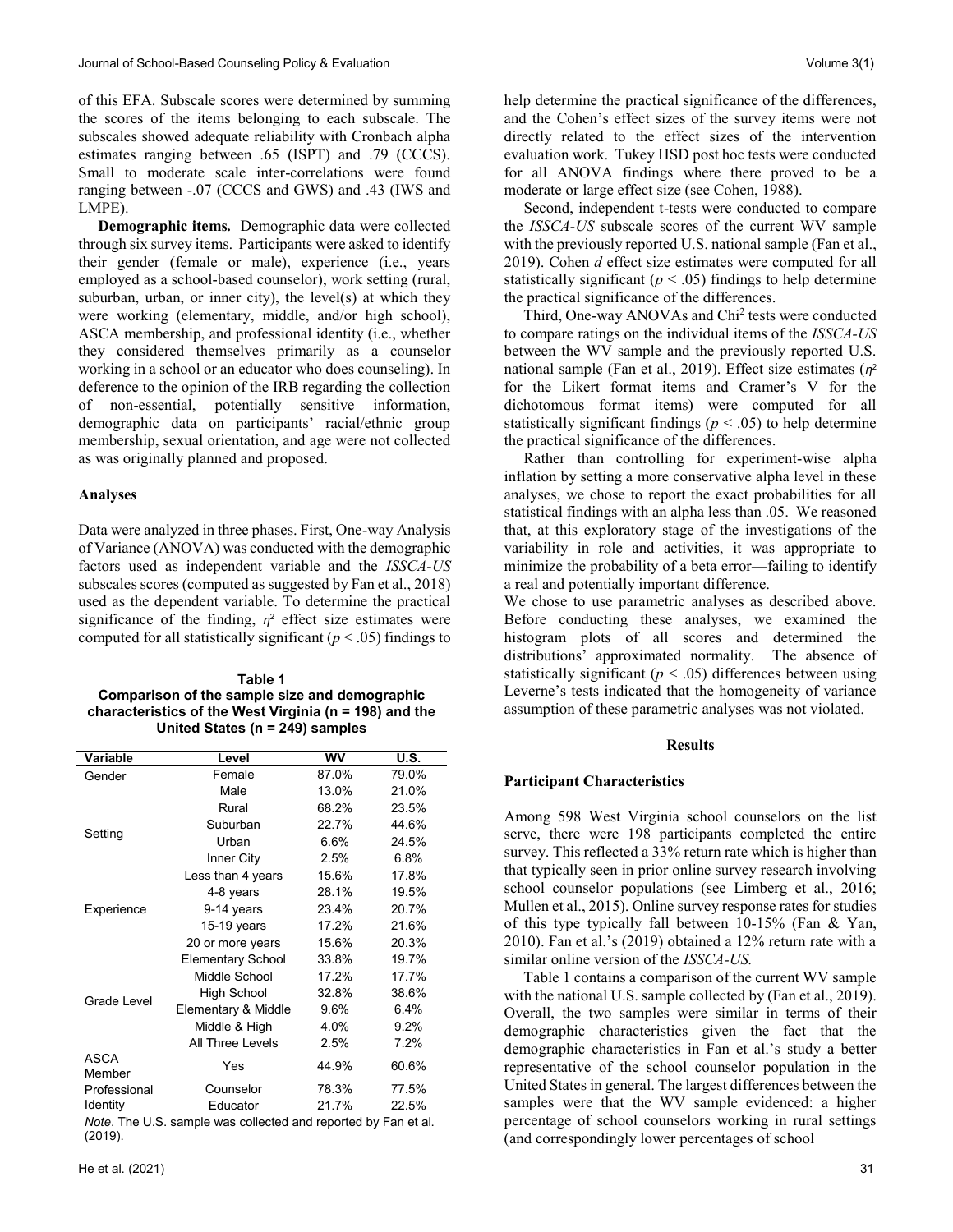of this EFA. Subscale scores were determined by summing the scores of the items belonging to each subscale. The subscales showed adequate reliability with Cronbach alpha estimates ranging between .65 (ISPT) and .79 (CCCS). Small to moderate scale inter-correlations were found ranging between -.07 (CCCS and GWS) and .43 (IWS and LMPE).

**Demographic items.** Demographic data were collected through six survey items. Participants were asked to identify their gender (female or male), experience (i.e., years employed as a school-based counselor), work setting (rural, suburban, urban, or inner city), the level(s) at which they were working (elementary, middle, and/or high school), ASCA membership, and professional identity (i.e., whether they considered themselves primarily as a counselor working in a school or an educator who does counseling). In deference to the opinion of the IRB regarding the collection of non-essential, potentially sensitive information, demographic data on participants' racial/ethnic group membership, sexual orientation, and age were not collected as was originally planned and proposed.

### Analyses

Data were analyzed in three phases. First, One-way Analysis of Variance (ANOVA) was conducted with the demographic factors used as independent variable and the *ISSCA-US* subscales scores (computed as suggested by Fan et al., 2018) used as the dependent variable. To determine the practical significance of the finding, $\eta^2$ effect size estimates were computed for all statistically significant ($p < .05$) findings to help determine the practical significance of the differences, and the Cohen's effect sizes of the survey items were not directly related to the effect sizes of the intervention evaluation work. Tukey HSD post hoc tests were conducted for all ANOVA findings where there proved to be a moderate or large effect size (see Cohen, 1988).

Second, independent t-tests were conducted to compare the *ISSCA-US* subscale scores of the current WV sample with the previously reported U.S. national sample (Fan et al., 2019). Cohen *d* effect size estimates were computed for all statistically significant ($p < .05$) findings to help determine the practical significance of the differences.

Third, One-way ANOVAs and Chi$^2$ tests were conducted to compare ratings on the individual items of the *ISSCA-US* between the WV sample and the previously reported U.S. national sample (Fan et al., 2019). Effect size estimates ($\eta^2$ for the Likert format items and Cramer's V for the dichotomous format items) were computed for all statistically significant findings ($p < .05$) to help determine the practical significance of the differences.

Rather than controlling for experiment-wise alpha inflation by setting a more conservative alpha level in these analyses, we chose to report the exact probabilities for all statistical findings with an alpha less than .05. We reasoned that, at this exploratory stage of the investigations of the variability in role and activities, it was appropriate to minimize the probability of a beta error—failing to identify a real and potentially important difference.

We chose to use parametric analyses as described above. Before conducting these analyses, we examined the histogram plots of all scores and determined the distributions' approximated normality. The absence of statistically significant ($p < .05$) differences between using Leverne's tests indicated that the homogeneity of variance assumption of these parametric analyses was not violated.

**Table 1**
**Comparison of the sample size and demographic characteristics of the West Virginia (n = 198) and the United States (n = 249) samples**

| Variable | Level | WV | U.S. |
|---|---|---|---|
| Gender | Female | 87.0% | 79.0% |
| | Male | 13.0% | 21.0% |
| Setting | Rural | 68.2% | 23.5% |
| | Suburban | 22.7% | 44.6% |
| | Urban | 6.6% | 24.5% |
| | Inner City | 2.5% | 6.8% |
| Experience | Less than 4 years | 15.6% | 17.8% |
| | 4-8 years | 28.1% | 19.5% |
| | 9-14 years | 23.4% | 20.7% |
| | 15-19 years | 17.2% | 21.6% |
| | 20 or more years | 15.6% | 20.3% |
| Grade Level | Elementary School | 33.8% | 19.7% |
| | Middle School | 17.2% | 17.7% |
| | High School | 32.8% | 38.6% |
| | Elementary & Middle | 9.6% | 6.4% |
| | Middle & High | 4.0% | 9.2% |
| | All Three Levels | 2.5% | 7.2% |
| ASCA Member | Yes | 44.9% | 60.6% |
| Professional Identity | Counselor | 78.3% | 77.5% |
| | Educator | 21.7% | 22.5% |

*Note*. The U.S. sample was collected and reported by Fan et al. (2019).

## Results

### Participant Characteristics

Among 598 West Virginia school counselors on the list serve, there were 198 participants completed the entire survey. This reflected a 33% return rate which is higher than that typically seen in prior online survey research involving school counselor populations (see Limberg et al., 2016; Mullen et al., 2015). Online survey response rates for studies of this type typically fall between 10-15% (Fan & Yan, 2010). Fan et al.'s (2019) obtained a 12% return rate with a similar online version of the *ISSCA-US.*

Table 1 contains a comparison of the current WV sample with the national U.S. sample collected by (Fan et al., 2019). Overall, the two samples were similar in terms of their demographic characteristics given the fact that the demographic characteristics in Fan et al.'s study a better representative of the school counselor population in the United States in general. The largest differences between the samples were that the WV sample evidenced: a higher percentage of school counselors working in rural settings (and correspondingly lower percentages of school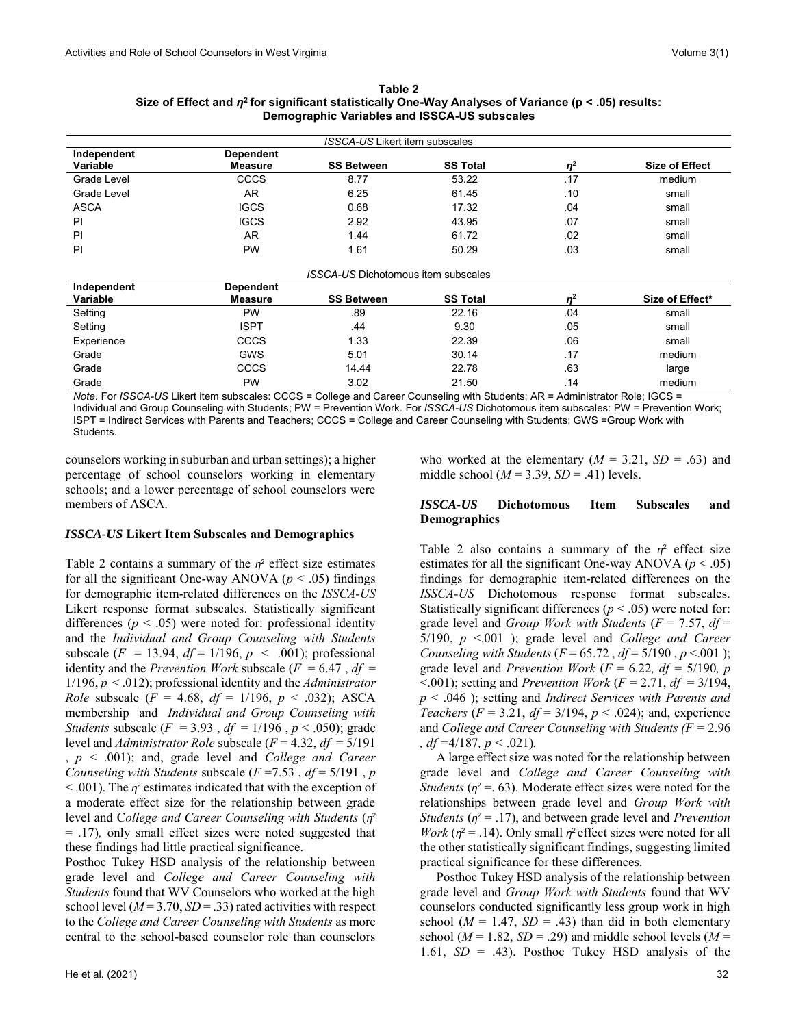**Table 2**
**Size of Effect and $\eta^2$ for significant statistically One-Way Analyses of Variance (p < .05) results: Demographic Variables and ISSCA-US subscales**

| *ISSCA-US* Likert item subscales | | | | | |
|---|---|---|---|---|---|
| **Independent Variable** | **Dependent Measure** | **SS Between** | **SS Total** | $\eta^2$ | **Size of Effect** |
| Grade Level | CCCS | 8.77 | 53.22 | .17 | medium |
| Grade Level | AR | 6.25 | 61.45 | .10 | small |
| ASCA | IGCS | 0.68 | 17.32 | .04 | small |
| PI | IGCS | 2.92 | 43.95 | .07 | small |
| PI | AR | 1.44 | 61.72 | .02 | small |
| PI | PW | 1.61 | 50.29 | .03 | small |
| *ISSCA-US* Dichotomous item subscales | | | | | |
| **Independent Variable** | **Dependent Measure** | **SS Between** | **SS Total** | $\eta^2$ | **Size of Effect*** |
| Setting | PW | .89 | 22.16 | .04 | small |
| Setting | ISPT | .44 | 9.30 | .05 | small |
| Experience | CCCS | 1.33 | 22.39 | .06 | small |
| Grade | GWS | 5.01 | 30.14 | .17 | medium |
| Grade | CCCS | 14.44 | 22.78 | .63 | large |
| Grade | PW | 3.02 | 21.50 | .14 | medium |

*Note*. For *ISSCA-US* Likert item subscales: CCCS = College and Career Counseling with Students; AR = Administrator Role; IGCS = Individual and Group Counseling with Students; PW = Prevention Work. For *ISSCA-US* Dichotomous item subscales: PW = Prevention Work; ISPT = Indirect Services with Parents and Teachers; CCCS = College and Career Counseling with Students; GWS =Group Work with Students.

counselors working in suburban and urban settings); a higher percentage of school counselors working in elementary schools; and a lower percentage of school counselors were members of ASCA.

### *ISSCA-US* Likert Item Subscales and Demographics

Table 2 contains a summary of the $\eta^2$ effect size estimates for all the significant One-way ANOVA ($p < .05$) findings for demographic item-related differences on the *ISSCA-US* Likert response format subscales. Statistically significant differences ($p < .05$) were noted for: professional identity and the *Individual and Group Counseling with Students* subscale ($F = 13.94$, $df = 1/196$, $p < .001$); professional identity and the *Prevention Work* subscale ($F = 6.47$, $df = 1/196$, $p < .012$); professional identity and the *Administrator Role* subscale ($F = 4.68$, $df = 1/196$, $p < .032$); ASCA membership and *Individual and Group Counseling with Students* subscale ($F = 3.93$, $df = 1/196$, $p < .050$); grade level and *Administrator Role* subscale ($F = 4.32$, $df = 5/191$, $p < .001$); and, grade level and *College and Career Counseling with Students* subscale ($F = 7.53$, $df = 5/191$, $p < .001$). The $\eta^2$ estimates indicated that with the exception of a moderate effect size for the relationship between grade level and *College and Career Counseling with Students* ($\eta^2 = .17$), only small effect sizes were noted suggested that these findings had little practical significance.

Posthoc Tukey HSD analysis of the relationship between grade level and *College and Career Counseling with Students* found that WV Counselors who worked at the high school level ($M = 3.70$, $SD = .33$) rated activities with respect to the *College and Career Counseling with Students* as more central to the school-based counselor role than counselors who worked at the elementary ($M = 3.21$, $SD = .63$) and middle school ($M = 3.39$, $SD = .41$) levels.

### *ISSCA-US* Dichotomous Item Subscales and Demographics

Table 2 also contains a summary of the $\eta^2$ effect size estimates for all the significant One-way ANOVA ($p < .05$) findings for demographic item-related differences on the *ISSCA-US* Dichotomous response format subscales. Statistically significant differences ($p < .05$) were noted for: grade level and *Group Work with Students* ($F = 7.57$, $df = 5/190$, $p < .001$); grade level and *College and Career Counseling with Students* ($F = 65.72$, $df = 5/190$, $p < .001$); grade level and *Prevention Work* ($F = 6.22$, $df = 5/190$, $p < .001$); setting and *Prevention Work* ($F = 2.71$, $df = 3/194$, $p < .046$); setting and *Indirect Services with Parents and Teachers* ($F = 3.21$, $df = 3/194$, $p < .024$); and, experience and *College and Career Counseling with Students* ($F = 2.96$, $df = 4/187$, $p < .021$).

A large effect size was noted for the relationship between grade level and *College and Career Counseling with Students* ($\eta^2 = .63$). Moderate effect sizes were noted for the relationships between grade level and *Group Work with Students* ($\eta^2 = .17$), and between grade level and *Prevention Work* ($\eta^2 = .14$). Only small $\eta^2$ effect sizes were noted for all the other statistically significant findings, suggesting limited practical significance for these differences.

Posthoc Tukey HSD analysis of the relationship between grade level and *Group Work with Students* found that WV counselors conducted significantly less group work in high school ($M = 1.47$, $SD = .43$) than did in both elementary school ($M = 1.82$, $SD = .29$) and middle school levels ($M = 1.61$, $SD = .43$). Posthoc Tukey HSD analysis of the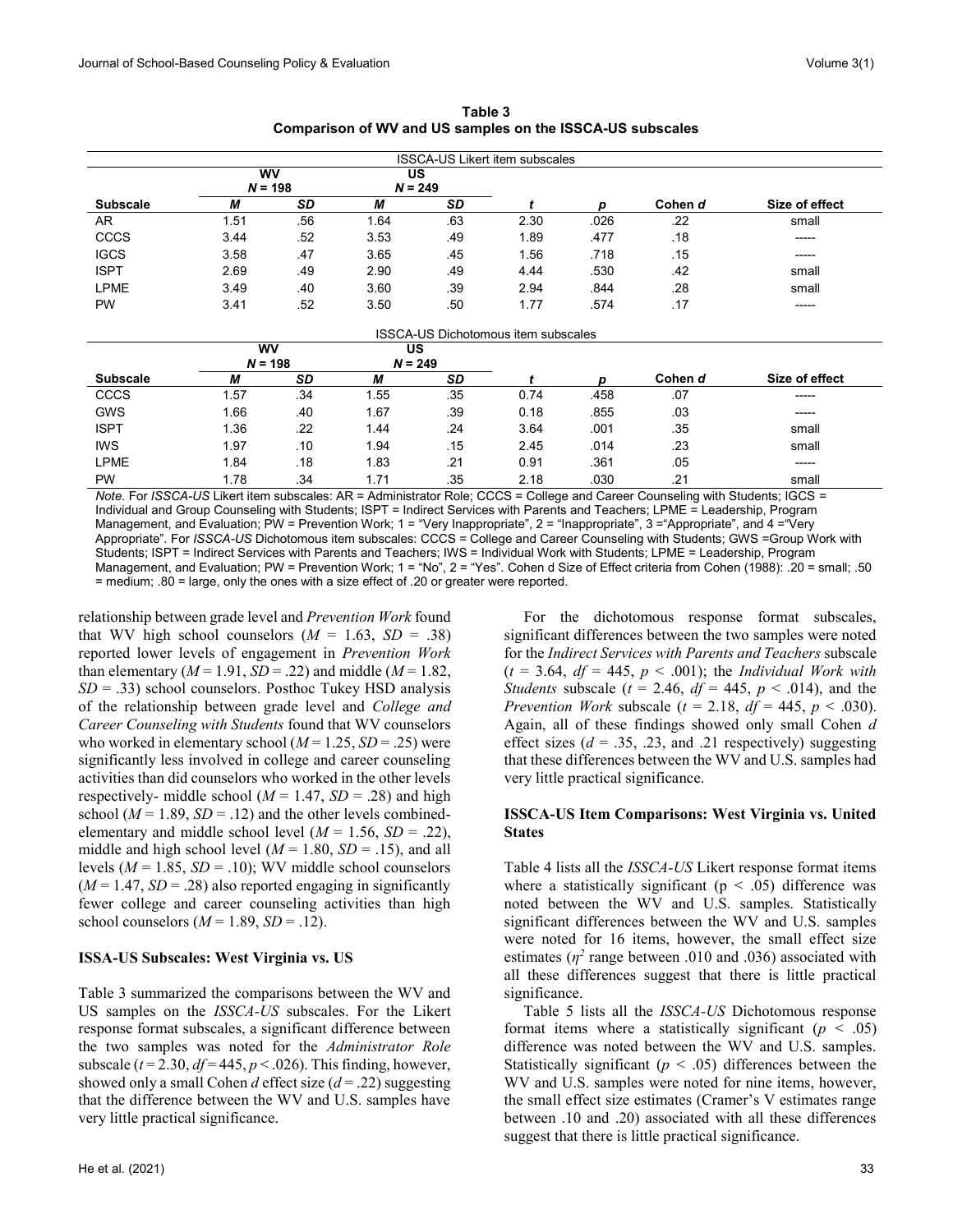**Table 3**
**Comparison of WV and US samples on the ISSCA-US subscales**

| ISSCA-US Likert item subscales | | | | | | | | |
|---|---|---|---|---|---|---|---|---|
| | WV $N = 198$ | | US $N = 249$ | | | | | |
| **Subscale** | ***M*** | ***SD*** | ***M*** | ***SD*** | ***t*** | ***p*** | **Cohen *d*** | **Size of effect** |
| AR | 1.51 | .56 | 1.64 | .63 | 2.30 | .026 | .22 | small |
| CCCS | 3.44 | .52 | 3.53 | .49 | 1.89 | .477 | .18 | ----- |
| IGCS | 3.58 | .47 | 3.65 | .45 | 1.56 | .718 | .15 | ----- |
| ISPT | 2.69 | .49 | 2.90 | .49 | 4.44 | .530 | .42 | small |
| LPME | 3.49 | .40 | 3.60 | .39 | 2.94 | .844 | .28 | small |
| PW | 3.41 | .52 | 3.50 | .50 | 1.77 | .574 | .17 | ----- |
| **ISSCA-US Dichotomous item subscales** | | | | | | | | |
| | WV $N = 198$ | | US $N = 249$ | | | | | |
| **Subscale** | ***M*** | ***SD*** | ***M*** | ***SD*** | ***t*** | ***p*** | **Cohen *d*** | **Size of effect** |
| CCCS | 1.57 | .34 | 1.55 | .35 | 0.74 | .458 | .07 | ----- |
| GWS | 1.66 | .40 | 1.67 | .39 | 0.18 | .855 | .03 | ----- |
| ISPT | 1.36 | .22 | 1.44 | .24 | 3.64 | .001 | .35 | small |
| IWS | 1.97 | .10 | 1.94 | .15 | 2.45 | .014 | .23 | small |
| LPME | 1.84 | .18 | 1.83 | .21 | 0.91 | .361 | .05 | ----- |
| PW | 1.78 | .34 | 1.71 | .35 | 2.18 | .030 | .21 | small |

*Note*. For *ISSCA-US* Likert item subscales: AR = Administrator Role; CCCS = College and Career Counseling with Students; IGCS = Individual and Group Counseling with Students; ISPT = Indirect Services with Parents and Teachers; LPME = Leadership, Program Management, and Evaluation; PW = Prevention Work; 1 = "Very Inappropriate", 2 = "Inappropriate", 3 ="Appropriate", and 4 ="Very Appropriate". For *ISSCA-US* Dichotomous item subscales: CCCS = College and Career Counseling with Students; GWS =Group Work with Students; ISPT = Indirect Services with Parents and Teachers; IWS = Individual Work with Students; LPME = Leadership, Program Management, and Evaluation; PW = Prevention Work; 1 = "No", 2 = "Yes". Cohen d Size of Effect criteria from Cohen (1988): .20 = small; .50 = medium; .80 = large, only the ones with a size effect of .20 or greater were reported.

relationship between grade level and *Prevention Work* found that WV high school counselors ($M$ = 1.63, $SD$ = .38) reported lower levels of engagement in *Prevention Work* than elementary ($M$ = 1.91, $SD$ = .22) and middle ($M$ = 1.82, $SD$ = .33) school counselors. Posthoc Tukey HSD analysis of the relationship between grade level and *College and Career Counseling with Students* found that WV counselors who worked in elementary school ($M$ = 1.25, $SD$ = .25) were significantly less involved in college and career counseling activities than did counselors who worked in the other levels respectively- middle school ($M$ = 1.47, $SD$ = .28) and high school ($M$ = 1.89, $SD$ = .12) and the other levels combined- elementary and middle school level ($M$ = 1.56, $SD$ = .22), middle and high school level ($M$ = 1.80, $SD$ = .15), and all levels ($M$ = 1.85, $SD$ = .10); WV middle school counselors ($M$ = 1.47, $SD$ = .28) also reported engaging in significantly fewer college and career counseling activities than high school counselors ($M$ = 1.89, $SD$ = .12).

### ISSA-US Subscales: West Virginia vs. US

Table 3 summarized the comparisons between the WV and US samples on the *ISSCA-US* subscales. For the Likert response format subscales, a significant difference between the two samples was noted for the *Administrator Role* subscale ($t$ = 2.30, $df$ = 445, $p$ < .026). This finding, however, showed only a small Cohen $d$ effect size ($d$ = .22) suggesting that the difference between the WV and U.S. samples have very little practical significance.

For the dichotomous response format subscales, significant differences between the two samples were noted for the *Indirect Services with Parents and Teachers* subscale ($t$ = 3.64, $df$ = 445, $p$ < .001); the *Individual Work with Students* subscale ($t$ = 2.46, $df$ = 445, $p$ < .014), and the *Prevention Work* subscale ($t$ = 2.18, $df$ = 445, $p$ < .030). Again, all of these findings showed only small Cohen $d$ effect sizes ($d$ = .35, .23, and .21 respectively) suggesting that these differences between the WV and U.S. samples had very little practical significance.

### ISSCA-US Item Comparisons: West Virginia vs. United States

Table 4 lists all the *ISSCA-US* Likert response format items where a statistically significant ($p < .05$) difference was noted between the WV and U.S. samples. Statistically significant differences between the WV and U.S. samples were noted for 16 items, however, the small effect size estimates ($\eta^2$ range between .010 and .036) associated with all these differences suggest that there is little practical significance.

Table 5 lists all the *ISSCA-US* Dichotomous response format items where a statistically significant ($p < .05$) difference was noted between the WV and U.S. samples. Statistically significant ($p < .05$) differences between the WV and U.S. samples were noted for nine items, however, the small effect size estimates (Cramer's V estimates range between .10 and .20) associated with all these differences suggest that there is little practical significance.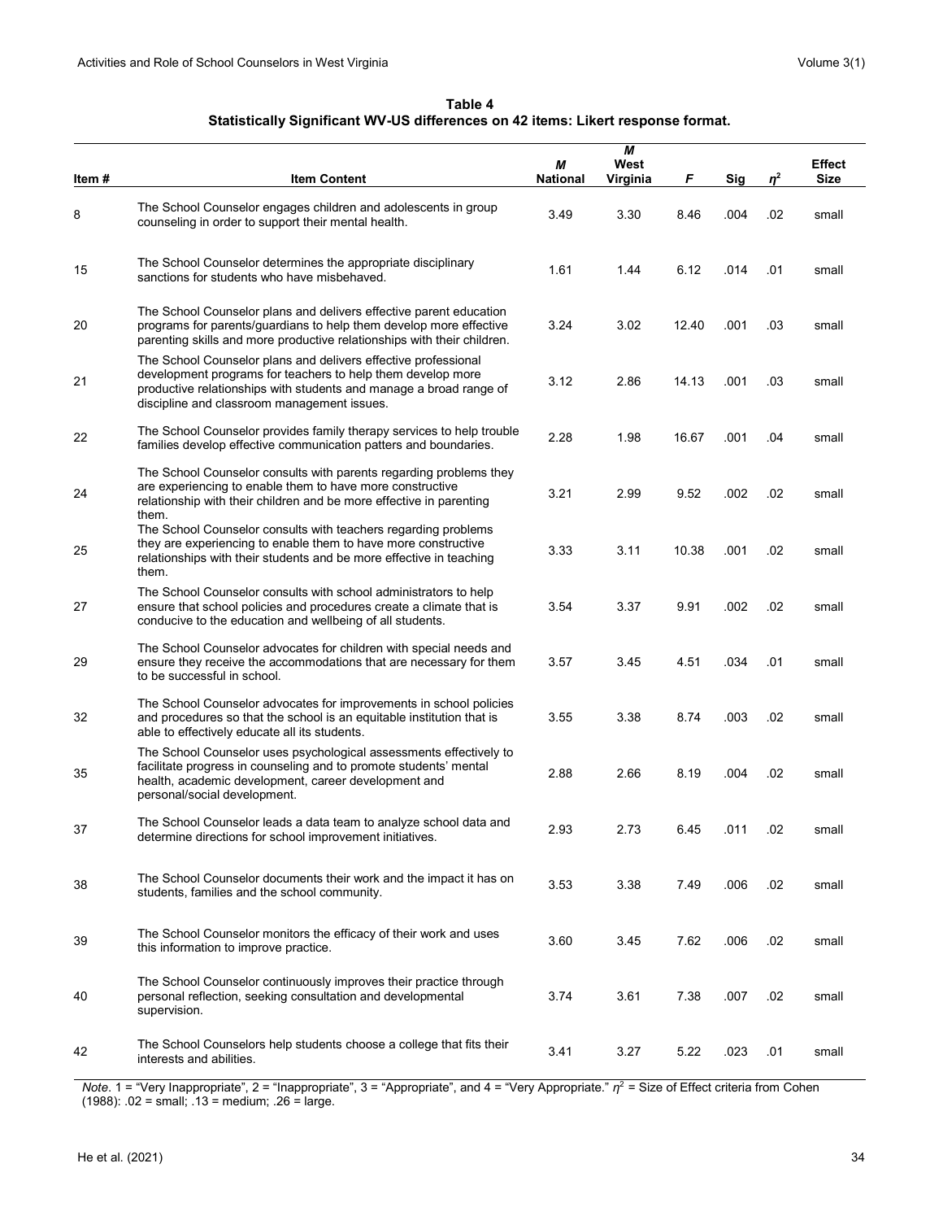**Table 4**
**Statistically Significant WV-US differences on 42 items: Likert response format.**

| Item # | Item Content | *M* National | *M* West Virginia | *F* | Sig | $\eta^2$ | Effect Size |
|---|---|---|---|---|---|---|---|
| 8 | The School Counselor engages children and adolescents in group counseling in order to support their mental health. | 3.49 | 3.30 | 8.46 | .004 | .02 | small |
| 15 | The School Counselor determines the appropriate disciplinary sanctions for students who have misbehaved. | 1.61 | 1.44 | 6.12 | .014 | .01 | small |
| 20 | The School Counselor plans and delivers effective parent education programs for parents/guardians to help them develop more effective parenting skills and more productive relationships with their children. | 3.24 | 3.02 | 12.40 | .001 | .03 | small |
| 21 | The School Counselor plans and delivers effective professional development programs for teachers to help them develop more productive relationships with students and manage a broad range of discipline and classroom management issues. | 3.12 | 2.86 | 14.13 | .001 | .03 | small |
| 22 | The School Counselor provides family therapy services to help trouble families develop effective communication patters and boundaries. | 2.28 | 1.98 | 16.67 | .001 | .04 | small |
| 24 | The School Counselor consults with parents regarding problems they are experiencing to enable them to have more constructive relationship with their children and be more effective in parenting them. | 3.21 | 2.99 | 9.52 | .002 | .02 | small |
| 25 | The School Counselor consults with teachers regarding problems they are experiencing to enable them to have more constructive relationships with their students and be more effective in teaching them. | 3.33 | 3.11 | 10.38 | .001 | .02 | small |
| 27 | The School Counselor consults with school administrators to help ensure that school policies and procedures create a climate that is conducive to the education and wellbeing of all students. | 3.54 | 3.37 | 9.91 | .002 | .02 | small |
| 29 | The School Counselor advocates for children with special needs and ensure they receive the accommodations that are necessary for them to be successful in school. | 3.57 | 3.45 | 4.51 | .034 | .01 | small |
| 32 | The School Counselor advocates for improvements in school policies and procedures so that the school is an equitable institution that is able to effectively educate all its students. | 3.55 | 3.38 | 8.74 | .003 | .02 | small |
| 35 | The School Counselor uses psychological assessments effectively to facilitate progress in counseling and to promote students' mental health, academic development, career development and personal/social development. | 2.88 | 2.66 | 8.19 | .004 | .02 | small |
| 37 | The School Counselor leads a data team to analyze school data and determine directions for school improvement initiatives. | 2.93 | 2.73 | 6.45 | .011 | .02 | small |
| 38 | The School Counselor documents their work and the impact it has on students, families and the school community. | 3.53 | 3.38 | 7.49 | .006 | .02 | small |
| 39 | The School Counselor monitors the efficacy of their work and uses this information to improve practice. | 3.60 | 3.45 | 7.62 | .006 | .02 | small |
| 40 | The School Counselor continuously improves their practice through personal reflection, seeking consultation and developmental supervision. | 3.74 | 3.61 | 7.38 | .007 | .02 | small |
| 42 | The School Counselors help students choose a college that fits their interests and abilities. | 3.41 | 3.27 | 5.22 | .023 | .01 | small |

*Note*. 1 = "Very Inappropriate", 2 = "Inappropriate", 3 = "Appropriate", and 4 = "Very Appropriate." $\eta^2$ = Size of Effect criteria from Cohen (1988): .02 = small; .13 = medium; .26 = large.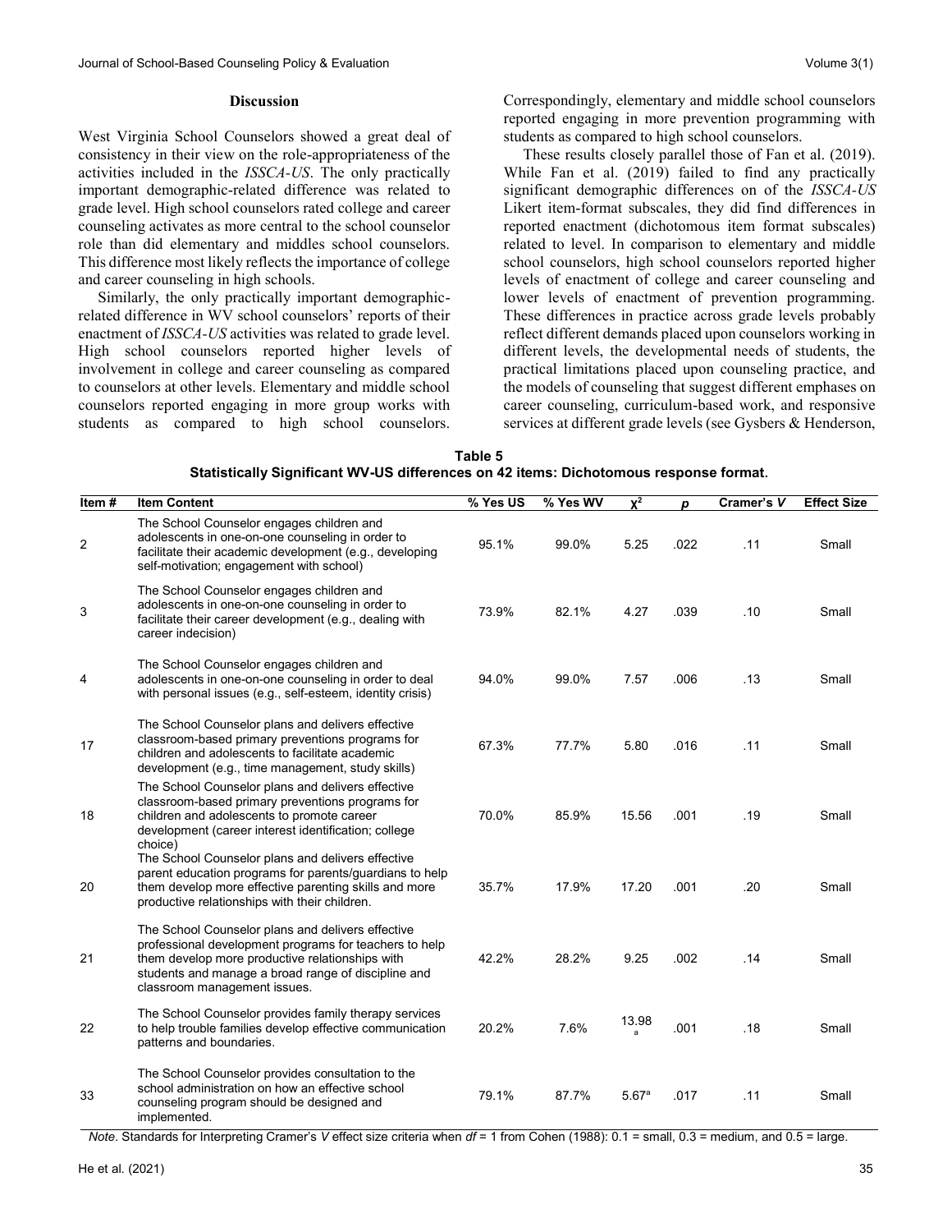### Discussion

West Virginia School Counselors showed a great deal of consistency in their view on the role-appropriateness of the activities included in the *ISSCA-US*. The only practically important demographic-related difference was related to grade level. High school counselors rated college and career counseling activates as more central to the school counselor role than did elementary and middles school counselors. This difference most likely reflects the importance of college and career counseling in high schools.

Similarly, the only practically important demographic-related difference in WV school counselors' reports of their enactment of *ISSCA-US* activities was related to grade level. High school counselors reported higher levels of involvement in college and career counseling as compared to counselors at other levels. Elementary and middle school counselors reported engaging in more group works with students as compared to high school counselors. Correspondingly, elementary and middle school counselors reported engaging in more prevention programming with students as compared to high school counselors.

These results closely parallel those of Fan et al. (2019). While Fan et al. (2019) failed to find any practically significant demographic differences on of the *ISSCA-US* Likert item-format subscales, they did find differences in reported enactment (dichotomous item format subscales) related to level. In comparison to elementary and middle school counselors, high school counselors reported higher levels of enactment of college and career counseling and lower levels of enactment of prevention programming. These differences in practice across grade levels probably reflect different demands placed upon counselors working in different levels, the developmental needs of students, the practical limitations placed upon counseling practice, and the models of counseling that suggest different emphases on career counseling, curriculum-based work, and responsive services at different grade levels (see Gysbers & Henderson,

**Table 5**
**Statistically Significant WV-US differences on 42 items: Dichotomous response format.**

| Item # | Item Content | % Yes US | % Yes WV | $\chi^2$ | *p* | Cramer's *V* | Effect Size |
|---|---|---|---|---|---|---|---|
| 2 | The School Counselor engages children and adolescents in one-on-one counseling in order to facilitate their academic development (e.g., developing self-motivation; engagement with school) | 95.1% | 99.0% | 5.25 | .022 | .11 | Small |
| 3 | The School Counselor engages children and adolescents in one-on-one counseling in order to facilitate their career development (e.g., dealing with career indecision) | 73.9% | 82.1% | 4.27 | .039 | .10 | Small |
| 4 | The School Counselor engages children and adolescents in one-on-one counseling in order to deal with personal issues (e.g., self-esteem, identity crisis) | 94.0% | 99.0% | 7.57 | .006 | .13 | Small |
| 17 | The School Counselor plans and delivers effective classroom-based primary preventions programs for children and adolescents to facilitate academic development (e.g., time management, study skills) | 67.3% | 77.7% | 5.80 | .016 | .11 | Small |
| 18 | The School Counselor plans and delivers effective classroom-based primary preventions programs for children and adolescents to promote career development (career interest identification; college choice) | 70.0% | 85.9% | 15.56 | .001 | .19 | Small |
| 20 | The School Counselor plans and delivers effective parent education programs for parents/guardians to help them develop more effective parenting skills and more productive relationships with their children. | 35.7% | 17.9% | 17.20 | .001 | .20 | Small |
| 21 | The School Counselor plans and delivers effective professional development programs for teachers to help them develop more productive relationships with students and manage a broad range of discipline and classroom management issues. | 42.2% | 28.2% | 9.25 | .002 | .14 | Small |
| 22 | The School Counselor provides family therapy services to help trouble families develop effective communication patterns and boundaries. | 20.2% | 7.6% | 13.98[a] | .001 | .18 | Small |
| 33 | The School Counselor provides consultation to the school administration on how an effective school counseling program should be designed and implemented. | 79.1% | 87.7% | 5.67[a] | .017 | .11 | Small |

*Note*. Standards for Interpreting Cramer's *V* effect size criteria when *df* = 1 from Cohen (1988): 0.1 = small, 0.3 = medium, and 0.5 = large.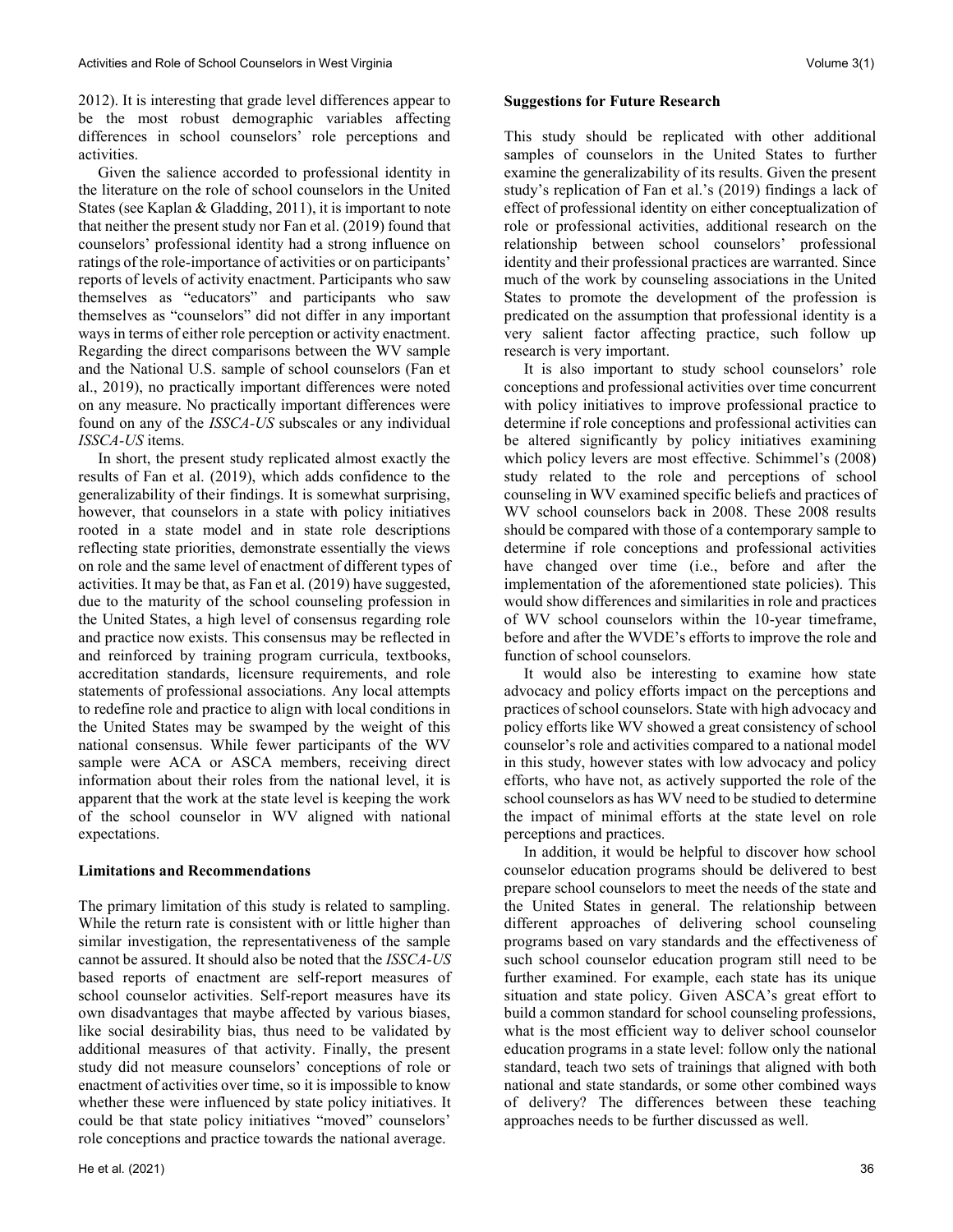2012). It is interesting that grade level differences appear to be the most robust demographic variables affecting differences in school counselors' role perceptions and activities.

Given the salience accorded to professional identity in the literature on the role of school counselors in the United States (see Kaplan & Gladding, 2011), it is important to note that neither the present study nor Fan et al. (2019) found that counselors' professional identity had a strong influence on ratings of the role-importance of activities or on participants' reports of levels of activity enactment. Participants who saw themselves as "educators" and participants who saw themselves as "counselors" did not differ in any important ways in terms of either role perception or activity enactment. Regarding the direct comparisons between the WV sample and the National U.S. sample of school counselors (Fan et al., 2019), no practically important differences were noted on any measure. No practically important differences were found on any of the *ISSCA-US* subscales or any individual *ISSCA-US* items.

In short, the present study replicated almost exactly the results of Fan et al. (2019), which adds confidence to the generalizability of their findings. It is somewhat surprising, however, that counselors in a state with policy initiatives rooted in a state model and in state role descriptions reflecting state priorities, demonstrate essentially the views on role and the same level of enactment of different types of activities. It may be that, as Fan et al. (2019) have suggested, due to the maturity of the school counseling profession in the United States, a high level of consensus regarding role and practice now exists. This consensus may be reflected in and reinforced by training program curricula, textbooks, accreditation standards, licensure requirements, and role statements of professional associations. Any local attempts to redefine role and practice to align with local conditions in the United States may be swamped by the weight of this national consensus. While fewer participants of the WV sample were ACA or ASCA members, receiving direct information about their roles from the national level, it is apparent that the work at the state level is keeping the work of the school counselor in WV aligned with national expectations.

### Limitations and Recommendations

The primary limitation of this study is related to sampling. While the return rate is consistent with or little higher than similar investigation, the representativeness of the sample cannot be assured. It should also be noted that the *ISSCA-US* based reports of enactment are self-report measures of school counselor activities. Self-report measures have its own disadvantages that maybe affected by various biases, like social desirability bias, thus need to be validated by additional measures of that activity. Finally, the present study did not measure counselors' conceptions of role or enactment of activities over time, so it is impossible to know whether these were influenced by state policy initiatives. It could be that state policy initiatives "moved" counselors' role conceptions and practice towards the national average.

### Suggestions for Future Research

This study should be replicated with other additional samples of counselors in the United States to further examine the generalizability of its results. Given the present study's replication of Fan et al.'s (2019) findings a lack of effect of professional identity on either conceptualization of role or professional activities, additional research on the relationship between school counselors' professional identity and their professional practices are warranted. Since much of the work by counseling associations in the United States to promote the development of the profession is predicated on the assumption that professional identity is a very salient factor affecting practice, such follow up research is very important.

It is also important to study school counselors' role conceptions and professional activities over time concurrent with policy initiatives to improve professional practice to determine if role conceptions and professional activities can be altered significantly by policy initiatives examining which policy levers are most effective. Schimmel's (2008) study related to the role and perceptions of school counseling in WV examined specific beliefs and practices of WV school counselors back in 2008. These 2008 results should be compared with those of a contemporary sample to determine if role conceptions and professional activities have changed over time (i.e., before and after the implementation of the aforementioned state policies). This would show differences and similarities in role and practices of WV school counselors within the 10-year timeframe, before and after the WVDE's efforts to improve the role and function of school counselors.

It would also be interesting to examine how state advocacy and policy efforts impact on the perceptions and practices of school counselors. State with high advocacy and policy efforts like WV showed a great consistency of school counselor's role and activities compared to a national model in this study, however states with low advocacy and policy efforts, who have not, as actively supported the role of the school counselors as has WV need to be studied to determine the impact of minimal efforts at the state level on role perceptions and practices.

In addition, it would be helpful to discover how school counselor education programs should be delivered to best prepare school counselors to meet the needs of the state and the United States in general. The relationship between different approaches of delivering school counseling programs based on vary standards and the effectiveness of such school counselor education program still need to be further examined. For example, each state has its unique situation and state policy. Given ASCA's great effort to build a common standard for school counseling professions, what is the most efficient way to deliver school counselor education programs in a state level: follow only the national standard, teach two sets of trainings that aligned with both national and state standards, or some other combined ways of delivery? The differences between these teaching approaches needs to be further discussed as well.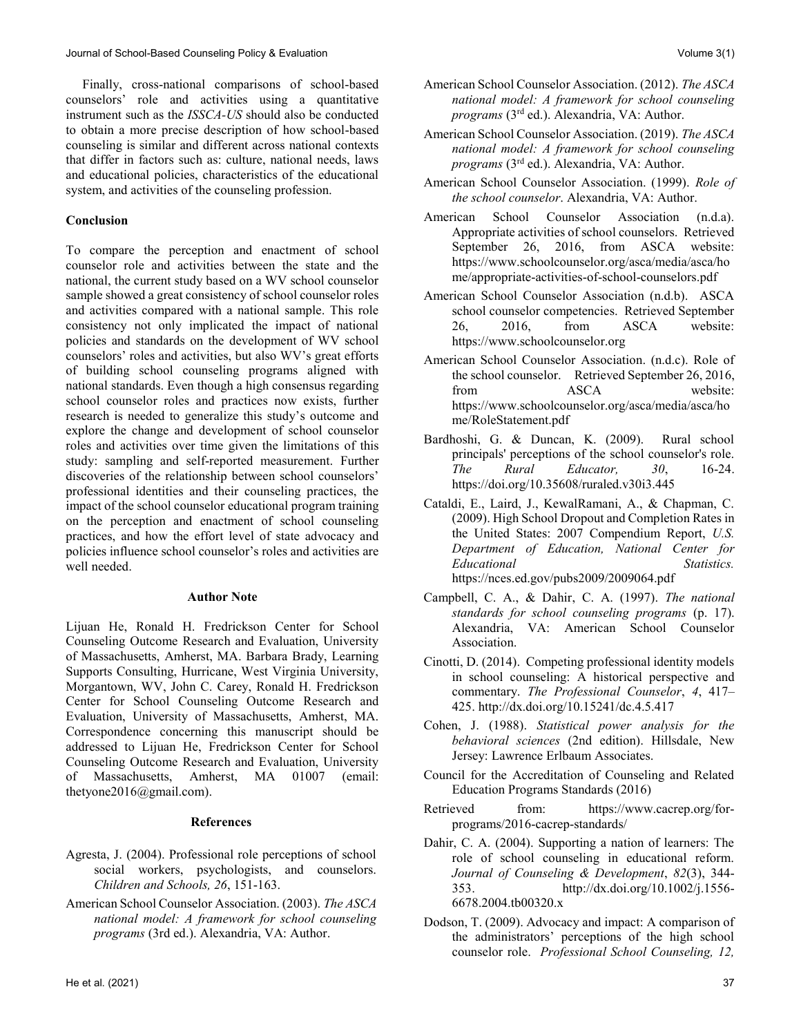Finally, cross-national comparisons of school-based counselors' role and activities using a quantitative instrument such as the *ISSCA-US* should also be conducted to obtain a more precise description of how school-based counseling is similar and different across national contexts that differ in factors such as: culture, national needs, laws and educational policies, characteristics of the educational system, and activities of the counseling profession.

## Conclusion

To compare the perception and enactment of school counselor role and activities between the state and the national, the current study based on a WV school counselor sample showed a great consistency of school counselor roles and activities compared with a national sample. This role consistency not only implicated the impact of national policies and standards on the development of WV school counselors' roles and activities, but also WV's great efforts of building school counseling programs aligned with national standards. Even though a high consensus regarding school counselor roles and practices now exists, further research is needed to generalize this study's outcome and explore the change and development of school counselor roles and activities over time given the limitations of this study: sampling and self-reported measurement. Further discoveries of the relationship between school counselors' professional identities and their counseling practices, the impact of the school counselor educational program training on the perception and enactment of school counseling practices, and how the effort level of state advocacy and policies influence school counselor's roles and activities are well needed.

## Author Note

Lijuan He, Ronald H. Fredrickson Center for School Counseling Outcome Research and Evaluation, University of Massachusetts, Amherst, MA. Barbara Brady, Learning Supports Consulting, Hurricane, West Virginia University, Morgantown, WV, John C. Carey, Ronald H. Fredrickson Center for School Counseling Outcome Research and Evaluation, University of Massachusetts, Amherst, MA. Correspondence concerning this manuscript should be addressed to Lijuan He, Fredrickson Center for School Counseling Outcome Research and Evaluation, University of Massachusetts, Amherst, MA 01007 (email: thetyone2016@gmail.com).

## References

Agresta, J. (2004). Professional role perceptions of school social workers, psychologists, and counselors. *Children and Schools, 26*, 151-163.

American School Counselor Association. (2003). *The ASCA national model: A framework for school counseling programs* (3rd ed.). Alexandria, VA: Author.

American School Counselor Association. (2012). *The ASCA national model: A framework for school counseling programs* (3rd ed.). Alexandria, VA: Author.

American School Counselor Association. (2019). *The ASCA national model: A framework for school counseling programs* (3rd ed.). Alexandria, VA: Author.

American School Counselor Association. (1999). *Role of the school counselor*. Alexandria, VA: Author.

American School Counselor Association (n.d.a). Appropriate activities of school counselors. Retrieved September 26, 2016, from ASCA website: https://www.schoolcounselor.org/asca/media/asca/home/appropriate-activities-of-school-counselors.pdf

American School Counselor Association (n.d.b). ASCA school counselor competencies. Retrieved September 26, 2016, from ASCA website: https://www.schoolcounselor.org

American School Counselor Association. (n.d.c). Role of the school counselor. Retrieved September 26, 2016, from ASCA website: https://www.schoolcounselor.org/asca/media/asca/home/RoleStatement.pdf

Bardhoshi, G. & Duncan, K. (2009). Rural school principals' perceptions of the school counselor's role. *The Rural Educator, 30*, 16-24. https://doi.org/10.35608/ruraled.v30i3.445

Cataldi, E., Laird, J., KewalRamani, A., & Chapman, C. (2009). High School Dropout and Completion Rates in the United States: 2007 Compendium Report, *U.S. Department of Education, National Center for Educational Statistics.* https://nces.ed.gov/pubs2009/2009064.pdf

Campbell, C. A., & Dahir, C. A. (1997). *The national standards for school counseling programs* (p. 17). Alexandria, VA: American School Counselor Association.

Cinotti, D. (2014). Competing professional identity models in school counseling: A historical perspective and commentary. *The Professional Counselor*, *4*, 417–425. http://dx.doi.org/10.15241/dc.4.5.417

Cohen, J. (1988). *Statistical power analysis for the behavioral sciences* (2nd edition). Hillsdale, New Jersey: Lawrence Erlbaum Associates.

Council for the Accreditation of Counseling and Related Education Programs Standards (2016)

Retrieved from: https://www.cacrep.org/for-programs/2016-cacrep-standards/

Dahir, C. A. (2004). Supporting a nation of learners: The role of school counseling in educational reform. *Journal of Counseling & Development*, *82*(3), 344-353. http://dx.doi.org/10.1002/j.1556-6678.2004.tb00320.x

Dodson, T. (2009). Advocacy and impact: A comparison of the administrators' perceptions of the high school counselor role. *Professional School Counseling, 12,*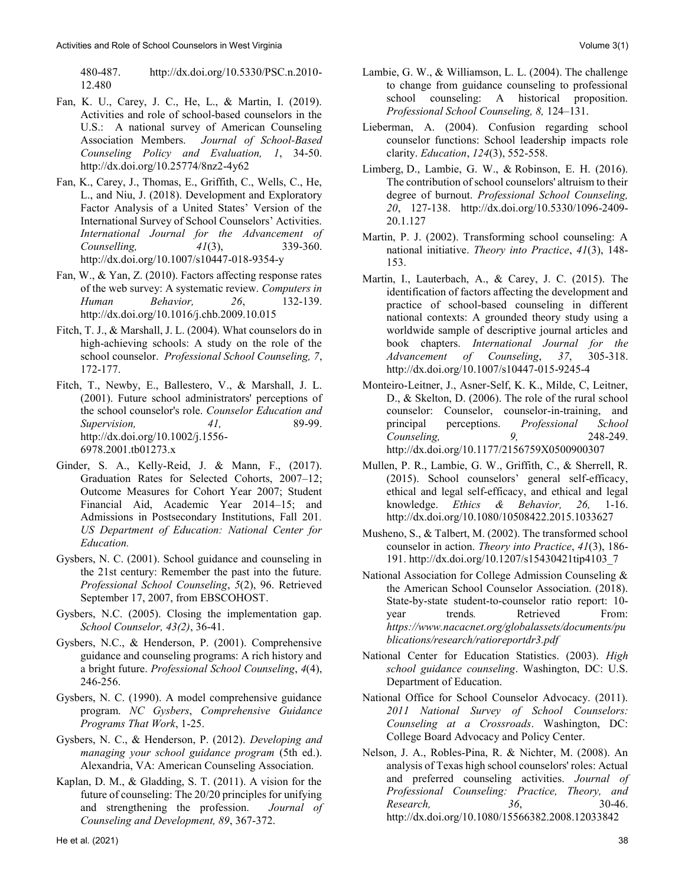480-487. http://dx.doi.org/10.5330/PSC.n.2010-12.480

Fan, K. U., Carey, J. C., He, L., & Martin, I. (2019). Activities and role of school-based counselors in the U.S.: A national survey of American Counseling Association Members. *Journal of School-Based Counseling Policy and Evaluation, 1*, 34-50. http://dx.doi.org/10.25774/8nz2-4y62

Fan, K., Carey, J., Thomas, E., Griffith, C., Wells, C., He, L., and Niu, J. (2018). Development and Exploratory Factor Analysis of a United States' Version of the International Survey of School Counselors' Activities. *International Journal for the Advancement of Counselling, 41*(3), 339-360. http://dx.doi.org/10.1007/s10447-018-9354-y

Fan, W., & Yan, Z. (2010). Factors affecting response rates of the web survey: A systematic review. *Computers in Human Behavior, 26*, 132-139. http://dx.doi.org/10.1016/j.chb.2009.10.015

Fitch, T. J., & Marshall, J. L. (2004). What counselors do in high-achieving schools: A study on the role of the school counselor. *Professional School Counseling, 7*, 172-177.

Fitch, T., Newby, E., Ballestero, V., & Marshall, J. L. (2001). Future school administrators' perceptions of the school counselor's role. *Counselor Education and Supervision, 41,* 89-99. http://dx.doi.org/10.1002/j.1556-6978.2001.tb01273.x

Ginder, S. A., Kelly-Reid, J. & Mann, F., (2017). Graduation Rates for Selected Cohorts, 2007–12; Outcome Measures for Cohort Year 2007; Student Financial Aid, Academic Year 2014–15; and Admissions in Postsecondary Institutions, Fall 201. *US Department of Education: National Center for Education.*

Gysbers, N. C. (2001). School guidance and counseling in the 21st century: Remember the past into the future. *Professional School Counseling*, *5*(2), 96. Retrieved September 17, 2007, from EBSCOHOST.

Gysbers, N.C. (2005). Closing the implementation gap. *School Counselor, 43(2)*, 36-41.

Gysbers, N.C., & Henderson, P. (2001). Comprehensive guidance and counseling programs: A rich history and a bright future. *Professional School Counseling*, *4*(4), 246-256.

Gysbers, N. C. (1990). A model comprehensive guidance program. *NC Gysbers*, *Comprehensive Guidance Programs That Work*, 1-25.

Gysbers, N. C., & Henderson, P. (2012). *Developing and managing your school guidance program* (5th ed.). Alexandria, VA: American Counseling Association.

Kaplan, D. M., & Gladding, S. T. (2011). A vision for the future of counseling: The 20/20 principles for unifying and strengthening the profession. *Journal of Counseling and Development, 89*, 367-372.

Lambie, G. W., & Williamson, L. L. (2004). The challenge to change from guidance counseling to professional school counseling: A historical proposition. *Professional School Counseling, 8,* 124–131.

Lieberman, A. (2004). Confusion regarding school counselor functions: School leadership impacts role clarity. *Education*, *124*(3), 552-558.

Limberg, D., Lambie, G. W., & Robinson, E. H. (2016). The contribution of school counselors' altruism to their degree of burnout. *Professional School Counseling, 20*, 127-138. http://dx.doi.org/10.5330/1096-2409-20.1.127

Martin, P. J. (2002). Transforming school counseling: A national initiative. *Theory into Practice*, *41*(3), 148-153.

Martin, I., Lauterbach, A., & Carey, J. C. (2015). The identification of factors affecting the development and practice of school-based counseling in different national contexts: A grounded theory study using a worldwide sample of descriptive journal articles and book chapters. *International Journal for the Advancement of Counseling*, *37*, 305-318. http://dx.doi.org/10.1007/s10447-015-9245-4

Monteiro-Leitner, J., Asner-Self, K. K., Milde, C, Leitner, D., & Skelton, D. (2006). The role of the rural school counselor: Counselor, counselor-in-training, and principal perceptions. *Professional School Counseling, 9,* 248-249. http://dx.doi.org/10.1177/2156759X0500900307

Mullen, P. R., Lambie, G. W., Griffith, C., & Sherrell, R. (2015). School counselors' general self-efficacy, ethical and legal self-efficacy, and ethical and legal knowledge. *Ethics & Behavior, 26,* 1-16. http://dx.doi.org/10.1080/10508422.2015.1033627

Musheno, S., & Talbert, M. (2002). The transformed school counselor in action. *Theory into Practice*, *41*(3), 186-191. http://dx.doi.org/10.1207/s15430421tip4103_7

National Association for College Admission Counseling & the American School Counselor Association. (2018). State-by-state student-to-counselor ratio report: 10-year trends*.* Retrieved From: *https://www.nacacnet.org/globalassets/documents/publications/research/ratioreportdr3.pdf*

National Center for Education Statistics. (2003). *High school guidance counseling*. Washington, DC: U.S. Department of Education.

National Office for School Counselor Advocacy. (2011). *2011 National Survey of School Counselors: Counseling at a Crossroads*. Washington, DC: College Board Advocacy and Policy Center.

Nelson, J. A., Robles-Pina, R. & Nichter, M. (2008). An analysis of Texas high school counselors' roles: Actual and preferred counseling activities. *Journal of Professional Counseling: Practice, Theory, and Research, 36*, 30-46. http://dx.doi.org/10.1080/15566382.2008.12033842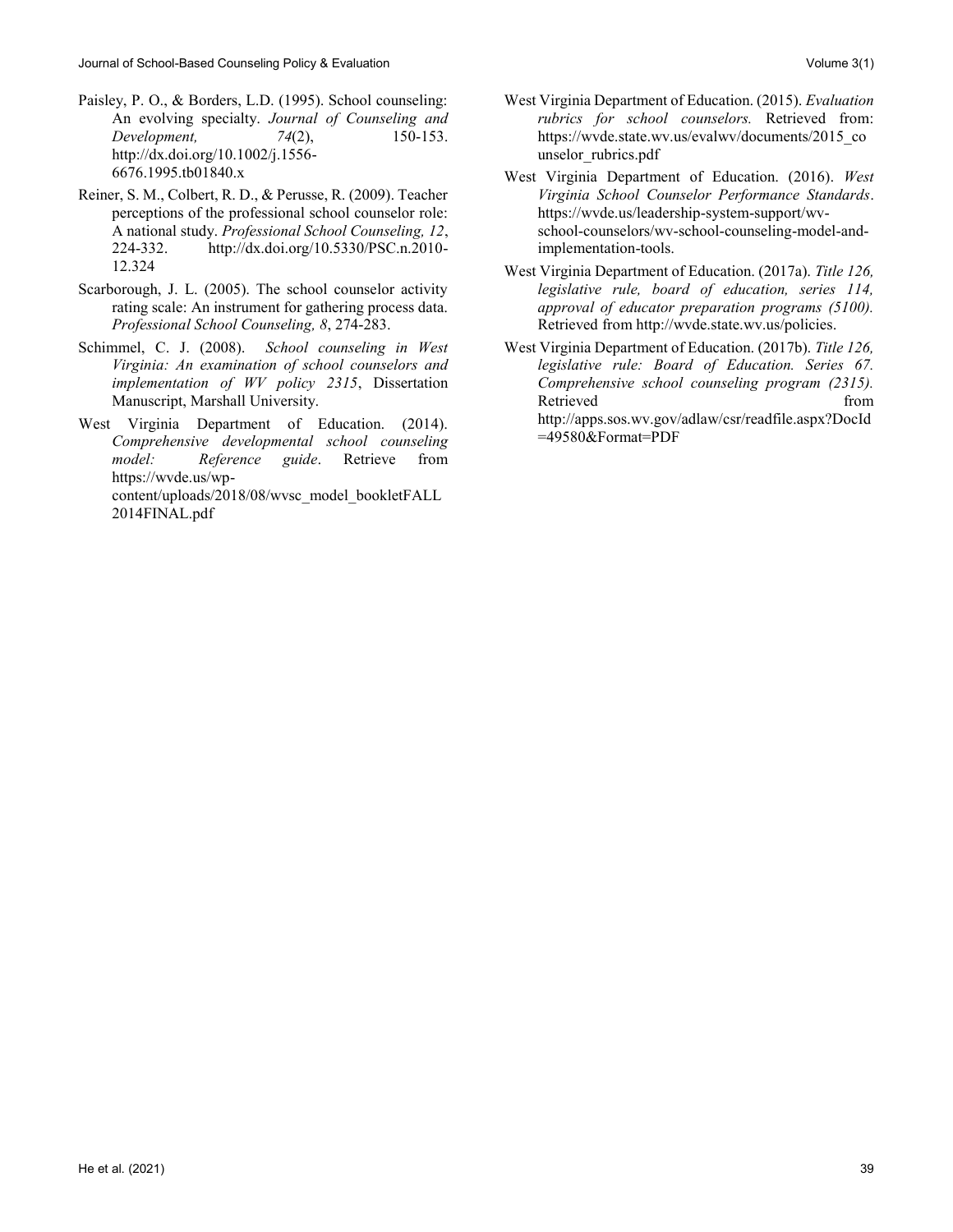Paisley, P. O., & Borders, L.D. (1995). School counseling: An evolving specialty. *Journal of Counseling and Development, 74*(2), 150-153. http://dx.doi.org/10.1002/j.1556-6676.1995.tb01840.x

Reiner, S. M., Colbert, R. D., & Perusse, R. (2009). Teacher perceptions of the professional school counselor role: A national study. *Professional School Counseling, 12*, 224-332. http://dx.doi.org/10.5330/PSC.n.2010-12.324

Scarborough, J. L. (2005). The school counselor activity rating scale: An instrument for gathering process data. *Professional School Counseling, 8*, 274-283.

Schimmel, C. J. (2008). *School counseling in West Virginia: An examination of school counselors and implementation of WV policy 2315*, Dissertation Manuscript, Marshall University.

West Virginia Department of Education. (2014). *Comprehensive developmental school counseling model: Reference guide*. Retrieve from https://wvde.us/wp-content/uploads/2018/08/wvsc_model_bookletFALL2014FINAL.pdf

West Virginia Department of Education. (2015). *Evaluation rubrics for school counselors.* Retrieved from: https://wvde.state.wv.us/evalwv/documents/2015_counselor_rubrics.pdf

West Virginia Department of Education. (2016). *West Virginia School Counselor Performance Standards*. https://wvde.us/leadership-system-support/wv-school-counselors/wv-school-counseling-model-and-implementation-tools.

West Virginia Department of Education. (2017a). *Title 126, legislative rule, board of education, series 114, approval of educator preparation programs (5100).* Retrieved from http://wvde.state.wv.us/policies.

West Virginia Department of Education. (2017b). *Title 126, legislative rule: Board of Education. Series 67. Comprehensive school counseling program (2315).* Retrieved from http://apps.sos.wv.gov/adlaw/csr/readfile.aspx?DocId=49580&Format=PDF